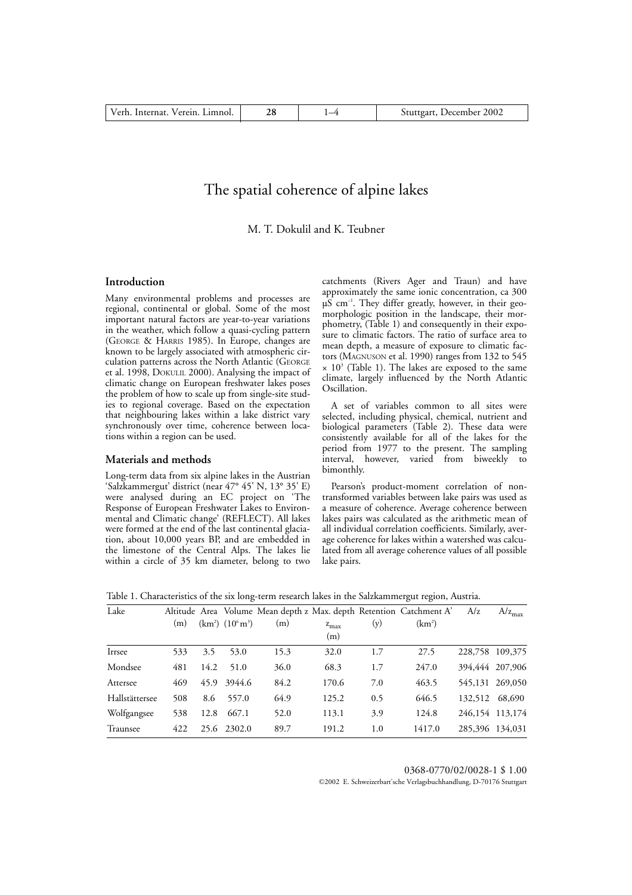# The spatial coherence of alpine lakes

M. T. Dokulil and K. Teubner

## Introduction

Many environmental problems and processes are regional, continental or global. Some of the most important natural factors are year-to-year variations in the weather, which follow a quasi-cycling pattern (George & Harris 1985). In Europe, changes are known to be largely associated with atmospheric circulation patterns across the North Atlantic (George et al. 1998, Dokulil 2000). Analysing the impact of climatic change on European freshwater lakes poses the problem of how to scale up from single-site studies to regional coverage. Based on the expectation that neighbouring lakes within a lake district vary synchronously over time, coherence between locations within a region can be used.

## Materials and methods

Long-term data from six alpine lakes in the Austrian 'Salzkammergut' district (near 47° 45' N, 13° 35' E) were analysed during an EC project on 'The Response of European Freshwater Lakes to Environmental and Climatic change' (REFLECT). All lakes were formed at the end of the last continental glaciation, about 10,000 years BP, and are embedded in the limestone of the Central Alps. The lakes lie within a circle of 35 km diameter, belong to two catchments (Rivers Ager and Traun) and have approximately the same ionic concentration, ca 300 µS cm$^{-1}$. They differ greatly, however, in their geomorphologic position in the landscape, their morphometry, (Table 1) and consequently in their exposure to climatic factors. The ratio of surface area to mean depth, a measure of exposure to climatic factors (Magnuson et al. 1990) ranges from 132 to 545 × 10$^3$ (Table 1). The lakes are exposed to the same climate, largely influenced by the North Atlantic Oscillation.

A set of variables common to all sites were selected, including physical, chemical, nutrient and biological parameters (Table 2). These data were consistently available for all of the lakes for the period from 1977 to the present. The sampling interval, however, varied from biweekly to bimonthly.

Pearson's product-moment correlation of non-transformed variables between lake pairs was used as a measure of coherence. Average coherence between lakes pairs was calculated as the arithmetic mean of all individual correlation coefficients. Similarly, average coherence for lakes within a watershed was calculated from all average coherence values of all possible lake pairs.

Table 1. Characteristics of the six long-term research lakes in the Salzkammergut region, Austria.

| Lake | Altitude (m) | Area (km$^2$) | Volume (10$^6$ m$^3$) | Mean depth z (m) | Max. depth $z_{max}$ (m) | Retention (y) | Catchment A' (km$^2$) | A/z | A/$z_{max}$ |
|---|---|---|---|---|---|---|---|---|---|
| Irrsee | 533 | 3.5 | 53.0 | 15.3 | 32.0 | 1.7 | 27.5 | 228,758 | 109,375 |
| Mondsee | 481 | 14.2 | 51.0 | 36.0 | 68.3 | 1.7 | 247.0 | 394,444 | 207,906 |
| Attersee | 469 | 45.9 | 3944.6 | 84.2 | 170.6 | 7.0 | 463.5 | 545,131 | 269,050 |
| Hallstättersee | 508 | 8.6 | 557.0 | 64.9 | 125.2 | 0.5 | 646.5 | 132,512 | 68,690 |
| Wolfgangsee | 538 | 12.8 | 667.1 | 52.0 | 113.1 | 3.9 | 124.8 | 246,154 | 113,174 |
| Traunsee | 422 | 25.6 | 2302.0 | 89.7 | 191.2 | 1.0 | 1417.0 | 285,396 | 134,031 |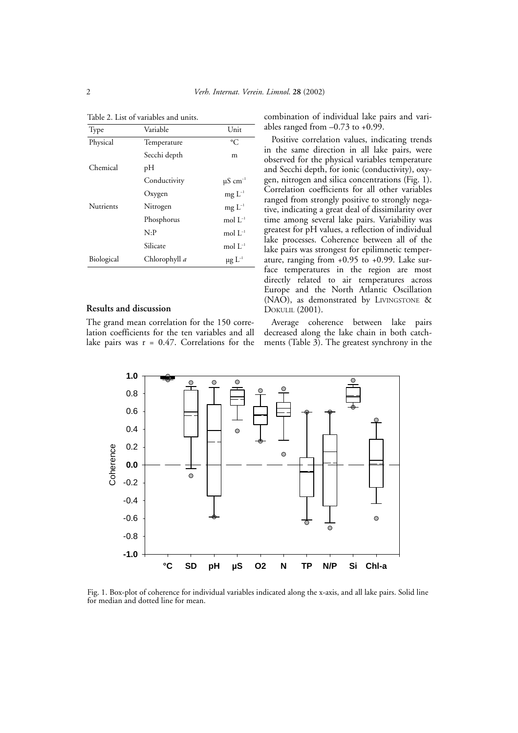Table 2. List of variables and units.

| Type | Variable | Unit |
|---|---|---|
| Physical | Temperature | °C |
| | Secchi depth | m |
| Chemical | pH | |
| | Conductivity | $\mu S\ cm^{-1}$ |
| | Oxygen | $mg\ L^{-1}$ |
| Nutrients | Nitrogen | $mg\ L^{-1}$ |
| | Phosphorus | $mol\ L^{-1}$ |
| | N:P | $mol\ L^{-1}$ |
| | Silicate | $mol\ L^{-1}$ |
| Biological | Chlorophyll *a* | $\mu g\ L^{-1}$ |

## Results and discussion

The grand mean correlation for the 150 correlation coefficients for the ten variables and all lake pairs was r = 0.47. Correlations for the combination of individual lake pairs and variables ranged from –0.73 to +0.99.

Positive correlation values, indicating trends in the same direction in all lake pairs, were observed for the physical variables temperature and Secchi depth, for ionic (conductivity), oxygen, nitrogen and silica concentrations (Fig. 1). Correlation coefficients for all other variables ranged from strongly positive to strongly negative, indicating a great deal of dissimilarity over time among several lake pairs. Variability was greatest for pH values, a reflection of individual lake processes. Coherence between all of the lake pairs was strongest for epilimnetic temperature, ranging from +0.95 to +0.99. Lake surface temperatures in the region are most directly related to air temperatures across Europe and the North Atlantic Oscillation (NAO), as demonstrated by LIVINGSTONE & DOKULIL (2001).

Average coherence between lake pairs decreased along the lake chain in both catchments (Table 3). The greatest synchrony in the

Fig. 1. Box-plot of coherence for individual variables indicated along the x-axis, and all lake pairs. Solid line for median and dotted line for mean.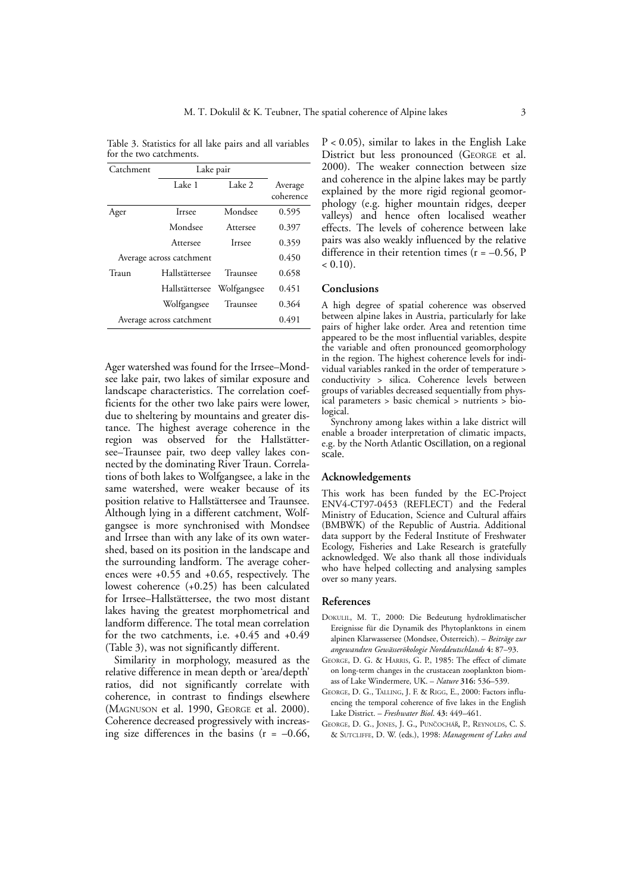Table 3. Statistics for all lake pairs and all variables for the two catchments.

| Catchment | Lake pair | | |
|---|---|---|---|
| | Lake 1 | Lake 2 | Average coherence |
| Ager | Irrsee | Mondsee | 0.595 |
| | Mondsee | Attersee | 0.397 |
| | Attersee | Irrsee | 0.359 |
| Average across catchment | | | 0.450 |
| Traun | Hallstättersee | Traunsee | 0.658 |
| | Hallstättersee | Wolfgangsee | 0.451 |
| | Wolfgangsee | Traunsee | 0.364 |
| Average across catchment | | | 0.491 |

Ager watershed was found for the Irrsee–Mondsee lake pair, two lakes of similar exposure and landscape characteristics. The correlation coefficients for the other two lake pairs were lower, due to sheltering by mountains and greater distance. The highest average coherence in the region was observed for the Hallstättersee–Traunsee pair, two deep valley lakes connected by the dominating River Traun. Correlations of both lakes to Wolfgangsee, a lake in the same watershed, were weaker because of its position relative to Hallstättersee and Traunsee. Although lying in a different catchment, Wolfgangsee is more synchronised with Mondsee and Irrsee than with any lake of its own watershed, based on its position in the landscape and the surrounding landform. The average coherences were +0.55 and +0.65, respectively. The lowest coherence (+0.25) has been calculated for Irrsee–Hallstättersee, the two most distant lakes having the greatest morphometrical and landform difference. The total mean correlation for the two catchments, i.e. +0.45 and +0.49 (Table 3), was not significantly different.

Similarity in morphology, measured as the relative difference in mean depth or 'area/depth' ratios, did not significantly correlate with coherence, in contrast to findings elsewhere (Magnuson et al. 1990, George et al. 2000). Coherence decreased progressively with increasing size differences in the basins ($r = -0.66$, $P < 0.05$), similar to lakes in the English Lake District but less pronounced (George et al. 2000). The weaker connection between size and coherence in the alpine lakes may be partly explained by the more rigid regional geomorphology (e.g. higher mountain ridges, deeper valleys) and hence often localised weather effects. The levels of coherence between lake pairs was also weakly influenced by the relative difference in their retention times ($r = -0.56$, $P < 0.10$).

## Conclusions

A high degree of spatial coherence was observed between alpine lakes in Austria, particularly for lake pairs of higher lake order. Area and retention time appeared to be the most influential variables, despite the variable and often pronounced geomorphology in the region. The highest coherence levels for individual variables ranked in the order of temperature > conductivity > silica. Coherence levels between groups of variables decreased sequentially from physical parameters > basic chemical > nutrients > biological.

Synchrony among lakes within a lake district will enable a broader interpretation of climatic impacts, e.g. by the North Atlantic Oscillation, on a regional scale.

## Acknowledgements

This work has been funded by the EC-Project ENV4-CT97-0453 (REFLECT) and the Federal Ministry of Education, Science and Cultural affairs (BMBWK) of the Republic of Austria. Additional data support by the Federal Institute of Freshwater Ecology, Fisheries and Lake Research is gratefully acknowledged. We also thank all those individuals who have helped collecting and analysing samples over so many years.

## References

Dokulil, M. T., 2000: Die Bedeutung hydroklimatischer Ereignisse für die Dynamik des Phytoplanktons in einem alpinen Klarwassersee (Mondsee, Österreich). – *Beiträge zur angewandten Gewässerökologie Norddeutschlands* **4:** 87–93.

George, D. G. & Harris, G. P., 1985: The effect of climate on long-term changes in the crustacean zooplankton biomass of Lake Windermere, UK. – *Nature* **316:** 536–539.

George, D. G., Talling, J. F. & Rigg, E., 2000: Factors influencing the temporal coherence of five lakes in the English Lake District. – *Freshwater Biol.* **43:** 449–461.

George, D. G., Jones, J. G., Punčochář, P., Reynolds, C. S. & Sutcliffe, D. W. (eds.), 1998: *Management of Lakes and*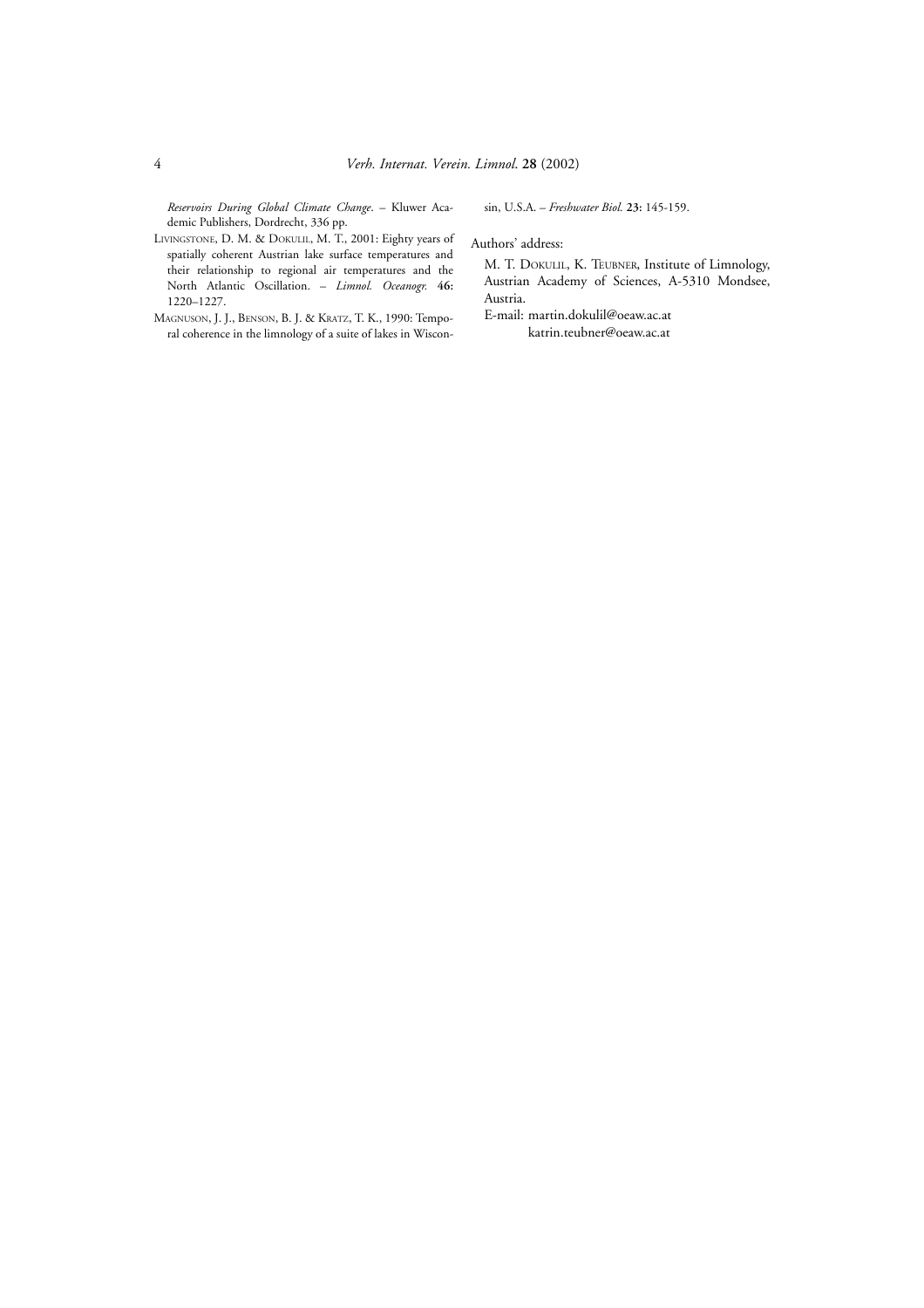*Reservoirs During Global Climate Change*. – Kluwer Academic Publishers, Dordrecht, 336 pp.

LIVINGSTONE, D. M. & DOKULIL, M. T., 2001: Eighty years of spatially coherent Austrian lake surface temperatures and their relationship to regional air temperatures and the North Atlantic Oscillation. – *Limnol. Oceanogr.* **46:** 1220–1227.

MAGNUSON, J. J., BENSON, B. J. & KRATZ, T. K., 1990: Temporal coherence in the limnology of a suite of lakes in Wisconsin, U.S.A. – *Freshwater Biol.* **23:** 145-159.

Authors' address:

M. T. DOKULIL, K. TEUBNER, Institute of Limnology, Austrian Academy of Sciences, A-5310 Mondsee, Austria.

E-mail: martin.dokulil@oeaw.ac.at
katrin.teubner@oeaw.ac.at